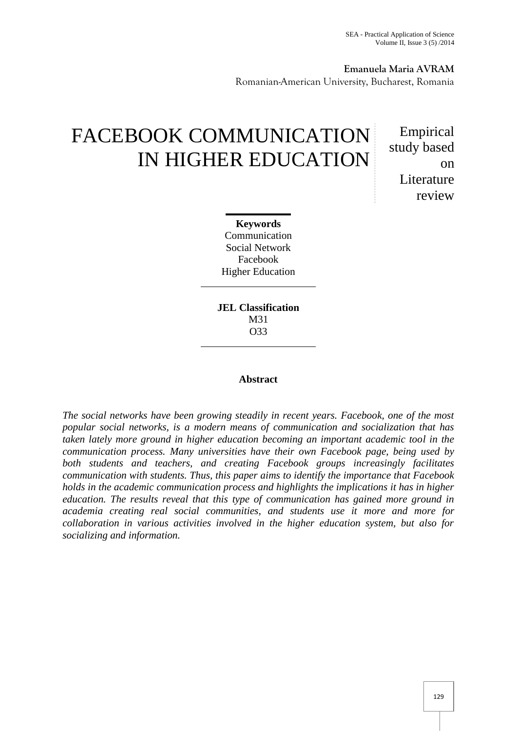**Emanuela Maria AVRAM**
Romanian-American University, Bucharest, Romania

# FACEBOOK COMMUNICATION IN HIGHER EDUCATION

Empirical study based on Literature review

**Keywords**
Communication
Social Network
Facebook
Higher Education

**JEL Classification**
M31
O33

## Abstract

*The social networks have been growing steadily in recent years. Facebook, one of the most popular social networks, is a modern means of communication and socialization that has taken lately more ground in higher education becoming an important academic tool in the communication process. Many universities have their own Facebook page, being used by both students and teachers, and creating Facebook groups increasingly facilitates communication with students. Thus, this paper aims to identify the importance that Facebook holds in the academic communication process and highlights the implications it has in higher education. The results reveal that this type of communication has gained more ground in academia creating real social communities, and students use it more and more for collaboration in various activities involved in the higher education system, but also for socializing and information.*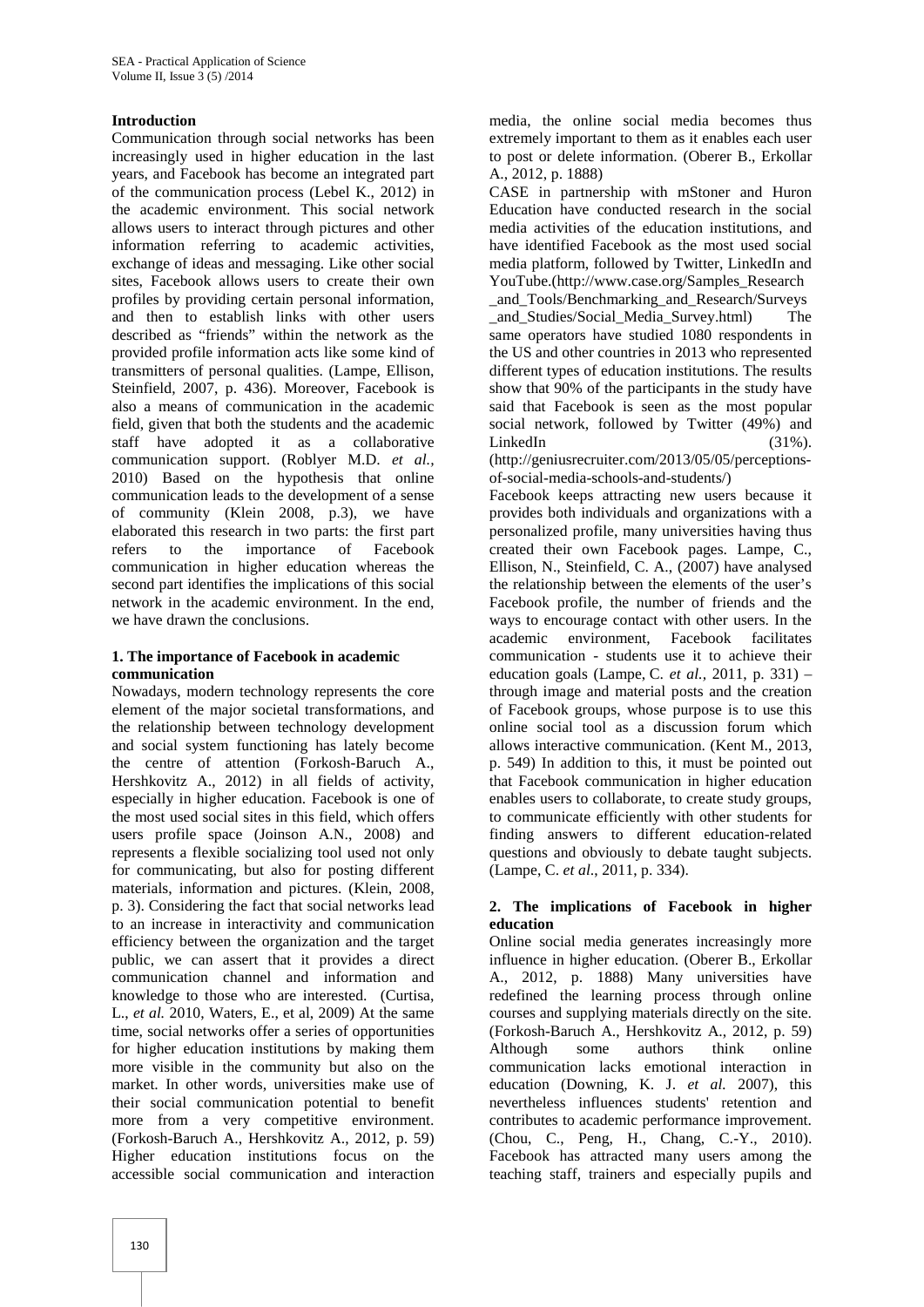**Introduction**

Communication through social networks has been increasingly used in higher education in the last years, and Facebook has become an integrated part of the communication process (Lebel K., 2012) in the academic environment. This social network allows users to interact through pictures and other information referring to academic activities, exchange of ideas and messaging. Like other social sites, Facebook allows users to create their own profiles by providing certain personal information, and then to establish links with other users described as "friends" within the network as the provided profile information acts like some kind of transmitters of personal qualities. (Lampe, Ellison, Steinfield, 2007, p. 436). Moreover, Facebook is also a means of communication in the academic field, given that both the students and the academic staff have adopted it as a collaborative communication support. (Roblyer M.D. *et al.*, 2010) Based on the hypothesis that online communication leads to the development of a sense of community (Klein 2008, p.3), we have elaborated this research in two parts: the first part refers to the importance of Facebook communication in higher education whereas the second part identifies the implications of this social network in the academic environment. In the end, we have drawn the conclusions.

## 1. The importance of Facebook in academic communication

Nowadays, modern technology represents the core element of the major societal transformations, and the relationship between technology development and social system functioning has lately become the centre of attention (Forkosh-Baruch A., Hershkovitz A., 2012) in all fields of activity, especially in higher education. Facebook is one of the most used social sites in this field, which offers users profile space (Joinson A.N., 2008) and represents a flexible socializing tool used not only for communicating, but also for posting different materials, information and pictures. (Klein, 2008, p. 3). Considering the fact that social networks lead to an increase in interactivity and communication efficiency between the organization and the target public, we can assert that it provides a direct communication channel and information and knowledge to those who are interested. (Curtisa, L., *et al.* 2010, Waters, E., et al, 2009) At the same time, social networks offer a series of opportunities for higher education institutions by making them more visible in the community but also on the market. In other words, universities make use of their social communication potential to benefit more from a very competitive environment. (Forkosh-Baruch A., Hershkovitz A., 2012, p. 59) Higher education institutions focus on the accessible social communication and interaction media, the online social media becomes thus extremely important to them as it enables each user to post or delete information. (Oberer B., Erkollar A., 2012, p. 1888)

CASE in partnership with mStoner and Huron Education have conducted research in the social media activities of the education institutions, and have identified Facebook as the most used social media platform, followed by Twitter, LinkedIn and YouTube.(http://www.case.org/Samples_Research_and_Tools/Benchmarking_and_Research/Surveys_and_Studies/Social_Media_Survey.html) The same operators have studied 1080 respondents in the US and other countries in 2013 who represented different types of education institutions. The results show that 90% of the participants in the study have said that Facebook is seen as the most popular social network, followed by Twitter (49%) and LinkedIn (31%). (http://geniusrecruiter.com/2013/05/05/perceptions-of-social-media-schools-and-students/)

Facebook keeps attracting new users because it provides both individuals and organizations with a personalized profile, many universities having thus created their own Facebook pages. Lampe, C., Ellison, N., Steinfield, C. A., (2007) have analysed the relationship between the elements of the user's Facebook profile, the number of friends and the ways to encourage contact with other users. In the academic environment, Facebook facilitates communication - students use it to achieve their education goals (Lampe, C. *et al.*, 2011, p. 331) – through image and material posts and the creation of Facebook groups, whose purpose is to use this online social tool as a discussion forum which allows interactive communication. (Kent M., 2013, p. 549) In addition to this, it must be pointed out that Facebook communication in higher education enables users to collaborate, to create study groups, to communicate efficiently with other students for finding answers to different education-related questions and obviously to debate taught subjects. (Lampe, C. *et al*., 2011, p. 334).

## 2. The implications of Facebook in higher education

Online social media generates increasingly more influence in higher education. (Oberer B., Erkollar A., 2012, p. 1888) Many universities have redefined the learning process through online courses and supplying materials directly on the site. (Forkosh-Baruch A., Hershkovitz A., 2012, p. 59) Although some authors think online communication lacks emotional interaction in education (Downing, K. J. *et al.* 2007), this nevertheless influences students' retention and contributes to academic performance improvement. (Chou, C., Peng, H., Chang, C.-Y., 2010). Facebook has attracted many users among the teaching staff, trainers and especially pupils and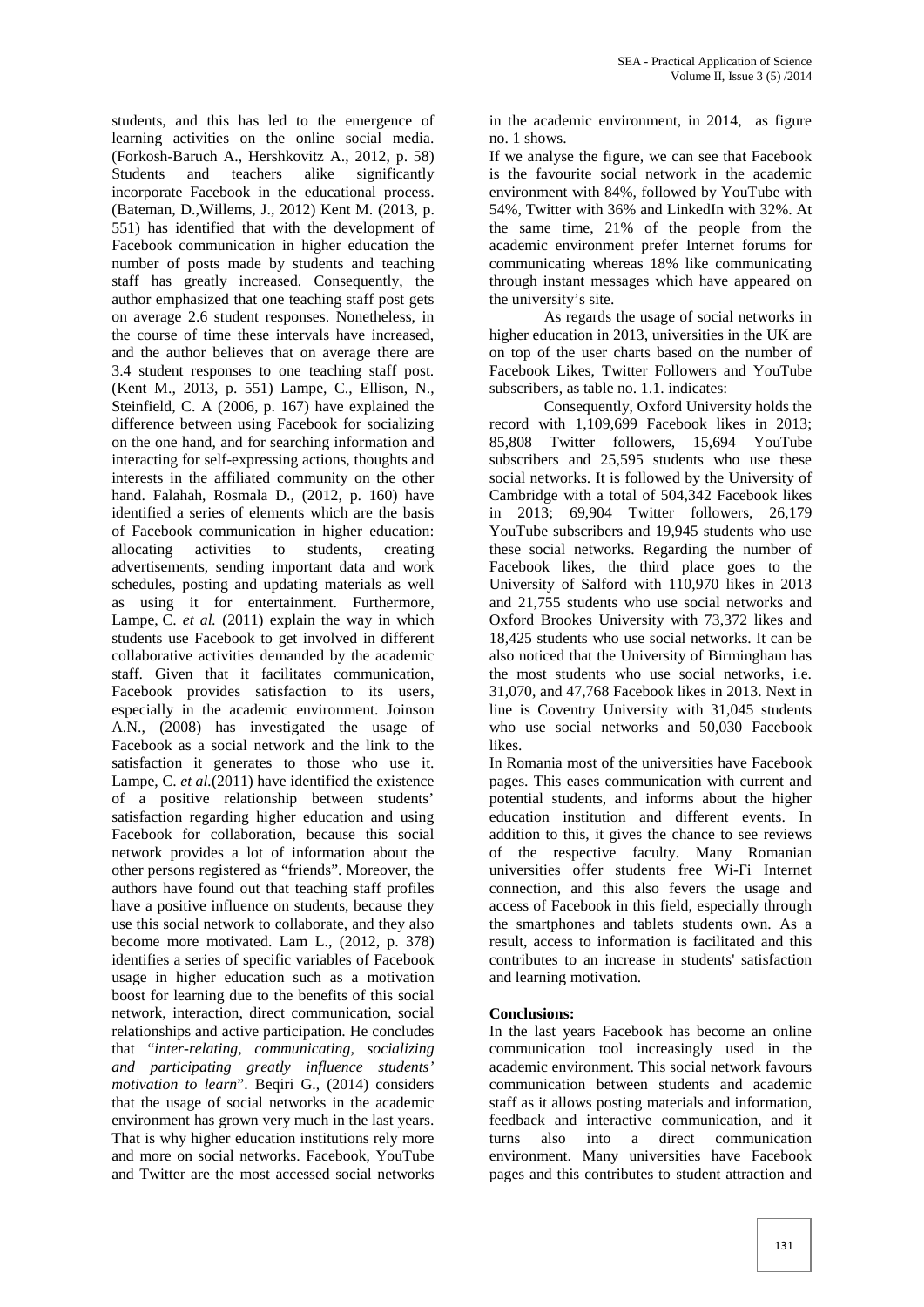students, and this has led to the emergence of learning activities on the online social media. (Forkosh-Baruch A., Hershkovitz A., 2012, p. 58) Students and teachers alike significantly incorporate Facebook in the educational process. (Bateman, D.,Willems, J., 2012) Kent M. (2013, p. 551) has identified that with the development of Facebook communication in higher education the number of posts made by students and teaching staff has greatly increased. Consequently, the author emphasized that one teaching staff post gets on average 2.6 student responses. Nonetheless, in the course of time these intervals have increased, and the author believes that on average there are 3.4 student responses to one teaching staff post. (Kent M., 2013, p. 551) Lampe, C., Ellison, N., Steinfield, C. A (2006, p. 167) have explained the difference between using Facebook for socializing on the one hand, and for searching information and interacting for self-expressing actions, thoughts and interests in the affiliated community on the other hand. Falahah, Rosmala D., (2012, p. 160) have identified a series of elements which are the basis of Facebook communication in higher education: allocating activities to students, creating advertisements, sending important data and work schedules, posting and updating materials as well as using it for entertainment. Furthermore, Lampe, C. *et al.* (2011) explain the way in which students use Facebook to get involved in different collaborative activities demanded by the academic staff. Given that it facilitates communication, Facebook provides satisfaction to its users, especially in the academic environment. Joinson A.N., (2008) has investigated the usage of Facebook as a social network and the link to the satisfaction it generates to those who use it. Lampe, C. *et al.*(2011) have identified the existence of a positive relationship between students' satisfaction regarding higher education and using Facebook for collaboration, because this social network provides a lot of information about the other persons registered as "friends". Moreover, the authors have found out that teaching staff profiles have a positive influence on students, because they use this social network to collaborate, and they also become more motivated. Lam L., (2012, p. 378) identifies a series of specific variables of Facebook usage in higher education such as a motivation boost for learning due to the benefits of this social network, interaction, direct communication, social relationships and active participation. He concludes that "*inter-relating, communicating, socializing and participating greatly influence students' motivation to learn*". Beqiri G., (2014) considers that the usage of social networks in the academic environment has grown very much in the last years. That is why higher education institutions rely more and more on social networks. Facebook, YouTube and Twitter are the most accessed social networks in the academic environment, in 2014, as figure no. 1 shows.

If we analyse the figure, we can see that Facebook is the favourite social network in the academic environment with 84%, followed by YouTube with 54%, Twitter with 36% and LinkedIn with 32%. At the same time, 21% of the people from the academic environment prefer Internet forums for communicating whereas 18% like communicating through instant messages which have appeared on the university's site.

As regards the usage of social networks in higher education in 2013, universities in the UK are on top of the user charts based on the number of Facebook Likes, Twitter Followers and YouTube subscribers, as table no. 1.1. indicates:

Consequently, Oxford University holds the record with 1,109,699 Facebook likes in 2013; 85,808 Twitter followers, 15,694 YouTube subscribers and 25,595 students who use these social networks. It is followed by the University of Cambridge with a total of 504,342 Facebook likes in 2013; 69,904 Twitter followers, 26,179 YouTube subscribers and 19,945 students who use these social networks. Regarding the number of Facebook likes, the third place goes to the University of Salford with 110,970 likes in 2013 and 21,755 students who use social networks and Oxford Brookes University with 73,372 likes and 18,425 students who use social networks. It can be also noticed that the University of Birmingham has the most students who use social networks, i.e. 31,070, and 47,768 Facebook likes in 2013. Next in line is Coventry University with 31,045 students who use social networks and 50,030 Facebook likes.

In Romania most of the universities have Facebook pages. This eases communication with current and potential students, and informs about the higher education institution and different events. In addition to this, it gives the chance to see reviews of the respective faculty. Many Romanian universities offer students free Wi-Fi Internet connection, and this also fevers the usage and access of Facebook in this field, especially through the smartphones and tablets students own. As a result, access to information is facilitated and this contributes to an increase in students' satisfaction and learning motivation.

**Conclusions:**

In the last years Facebook has become an online communication tool increasingly used in the academic environment. This social network favours communication between students and academic staff as it allows posting materials and information, feedback and interactive communication, and it turns also into a direct communication environment. Many universities have Facebook pages and this contributes to student attraction and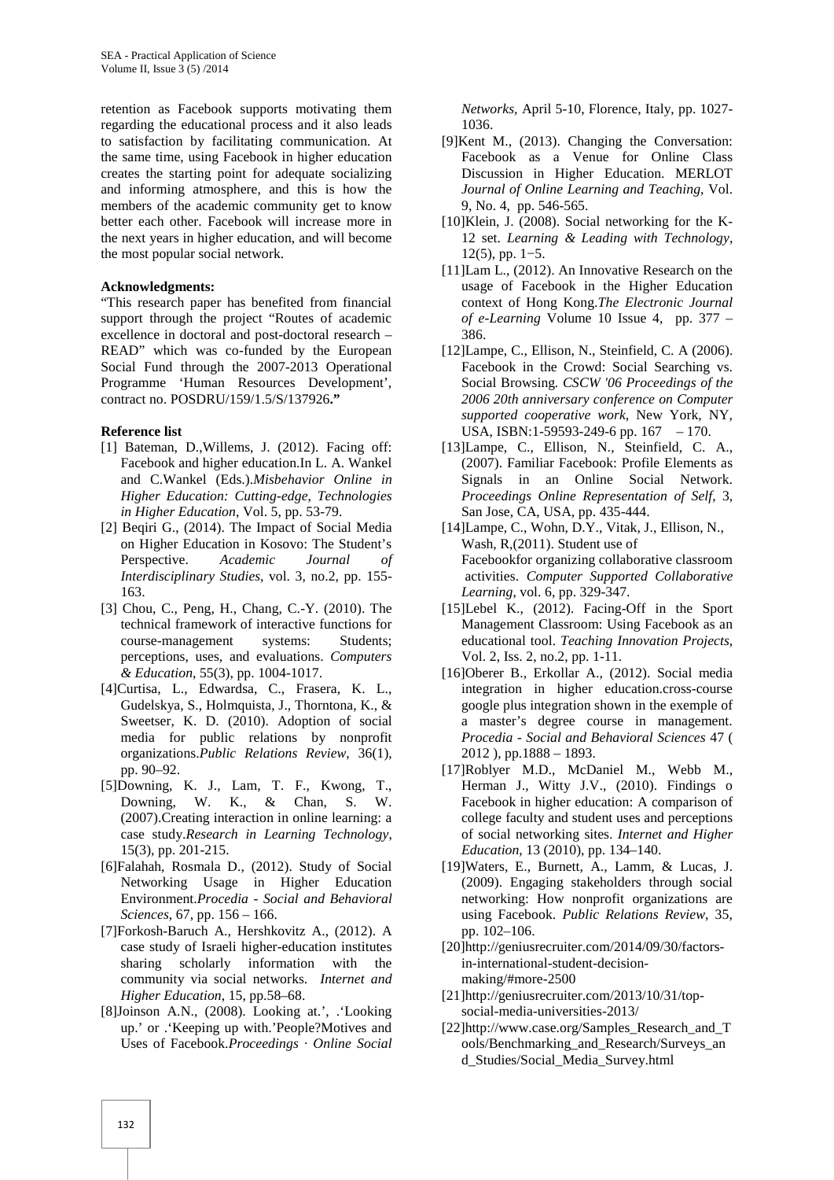retention as Facebook supports motivating them regarding the educational process and it also leads to satisfaction by facilitating communication. At the same time, using Facebook in higher education creates the starting point for adequate socializing and informing atmosphere, and this is how the members of the academic community get to know better each other. Facebook will increase more in the next years in higher education, and will become the most popular social network.

**Acknowledgments:**

"This research paper has benefited from financial support through the project "Routes of academic excellence in doctoral and post-doctoral research – READ" which was co-funded by the European Social Fund through the 2007-2013 Operational Programme 'Human Resources Development', contract no. POSDRU/159/1.5/S/137926**."**

**Reference list**

[1] Bateman, D.,Willems, J. (2012). Facing off: Facebook and higher education.In L. A. Wankel and C.Wankel (Eds.).*Misbehavior Online in Higher Education: Cutting-edge, Technologies in Higher Education*, Vol. 5, pp. 53-79.

[2] Beqiri G., (2014). The Impact of Social Media on Higher Education in Kosovo: The Student's Perspective. *Academic Journal of Interdisciplinary Studies*, vol. 3, no.2, pp. 155-163.

[3] Chou, C., Peng, H., Chang, C.-Y. (2010). The technical framework of interactive functions for course-management systems: Students; perceptions, uses, and evaluations. *Computers & Education*, 55(3), pp. 1004-1017.

[4]Curtisa, L., Edwardsa, C., Frasera, K. L., Gudelskya, S., Holmquista, J., Thorntona, K., & Sweetser, K. D. (2010). Adoption of social media for public relations by nonprofit organizations.*Public Relations Review*, 36(1), pp. 90–92.

[5]Downing, K. J., Lam, T. F., Kwong, T., Downing, W. K., & Chan, S. W. (2007).Creating interaction in online learning: a case study.*Research in Learning Technology*, 15(3), pp. 201-215.

[6]Falahah, Rosmala D., (2012). Study of Social Networking Usage in Higher Education Environment.*Procedia - Social and Behavioral Sciences*, 67, pp. 156 – 166.

[7]Forkosh-Baruch A., Hershkovitz A., (2012). A case study of Israeli higher-education institutes sharing scholarly information with the community via social networks. *Internet and Higher Education*, 15, pp.58–68.

[8]Joinson A.N., (2008). Looking at.', .'Looking up.' or .'Keeping up with.'People?Motives and Uses of Facebook.*Proceedings · Online Social Networks*, April 5-10, Florence, Italy, pp. 1027-1036.

[9]Kent M., (2013). Changing the Conversation: Facebook as a Venue for Online Class Discussion in Higher Education. MERLOT *Journal of Online Learning and Teaching*, Vol. 9, No. 4, pp. 546-565.

[10]Klein, J. (2008). Social networking for the K-12 set. *Learning & Leading with Technology*, 12(5), pp. 1−5.

[11]Lam L., (2012). An Innovative Research on the usage of Facebook in the Higher Education context of Hong Kong.*The Electronic Journal of e-Learning* Volume 10 Issue 4, pp. 377 – 386.

[12]Lampe, C., Ellison, N., Steinfield, C. A (2006). Facebook in the Crowd: Social Searching vs. Social Browsing*. CSCW '06 Proceedings of the 2006 20th anniversary conference on Computer supported cooperative work*, New York, NY, USA, ISBN:1-59593-249-6 pp. 167 – 170.

[13]Lampe, C., Ellison, N., Steinfield, C. A., (2007). Familiar Facebook: Profile Elements as Signals in an Online Social Network. *Proceedings Online Representation of Self*, 3, San Jose, CA, USA, pp. 435-444.

[14]Lampe, C., Wohn, D.Y., Vitak, J., Ellison, N., Wash, R,(2011). Student use of Facebookfor organizing collaborative classroom activities. *Computer Supported Collaborative Learning*, vol. 6, pp. 329-347.

[15]Lebel K., (2012). Facing-Off in the Sport Management Classroom: Using Facebook as an educational tool. *Teaching Innovation Projects*, Vol. 2, Iss. 2, no.2, pp. 1-11.

[16]Oberer B., Erkollar A., (2012). Social media integration in higher education.cross-course google plus integration shown in the exemple of a master's degree course in management. *Procedia - Social and Behavioral Sciences* 47 ( 2012 ), pp.1888 – 1893.

[17]Roblyer M.D., McDaniel M., Webb M., Herman J., Witty J.V., (2010). Findings o Facebook in higher education: A comparison of college faculty and student uses and perceptions of social networking sites. *Internet and Higher Education*, 13 (2010), pp. 134–140.

[19]Waters, E., Burnett, A., Lamm, & Lucas, J. (2009). Engaging stakeholders through social networking: How nonprofit organizations are using Facebook. *Public Relations Review*, 35, pp. 102–106.

[20]http://geniusrecruiter.com/2014/09/30/factors-in-international-student-decision-making/#more-2500

[21]http://geniusrecruiter.com/2013/10/31/top-social-media-universities-2013/

[22]http://www.case.org/Samples_Research_and_Tools/Benchmarking_and_Research/Surveys_and_Studies/Social_Media_Survey.html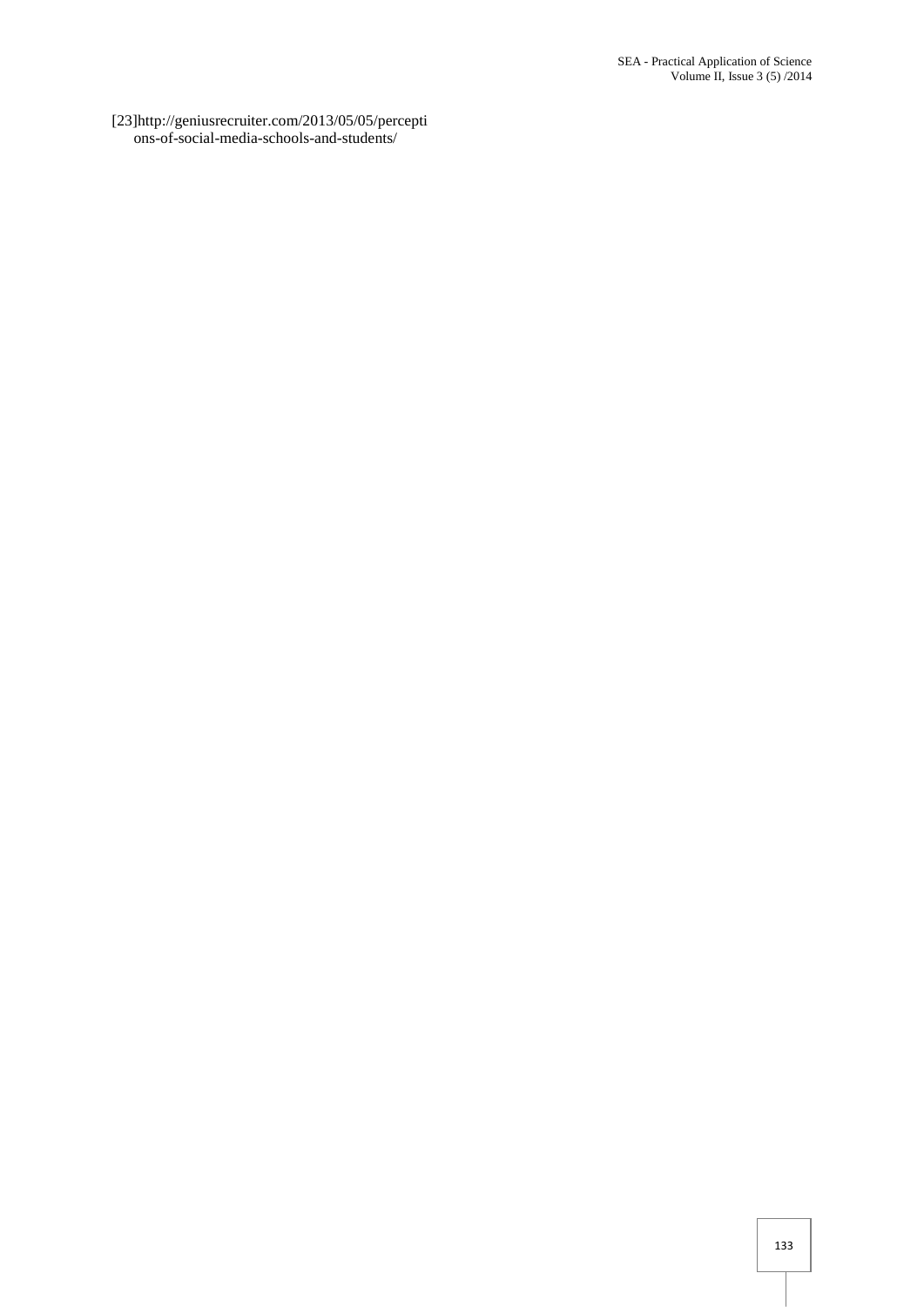[23]http://geniusrecruiter.com/2013/05/05/perceptions-of-social-media-schools-and-students/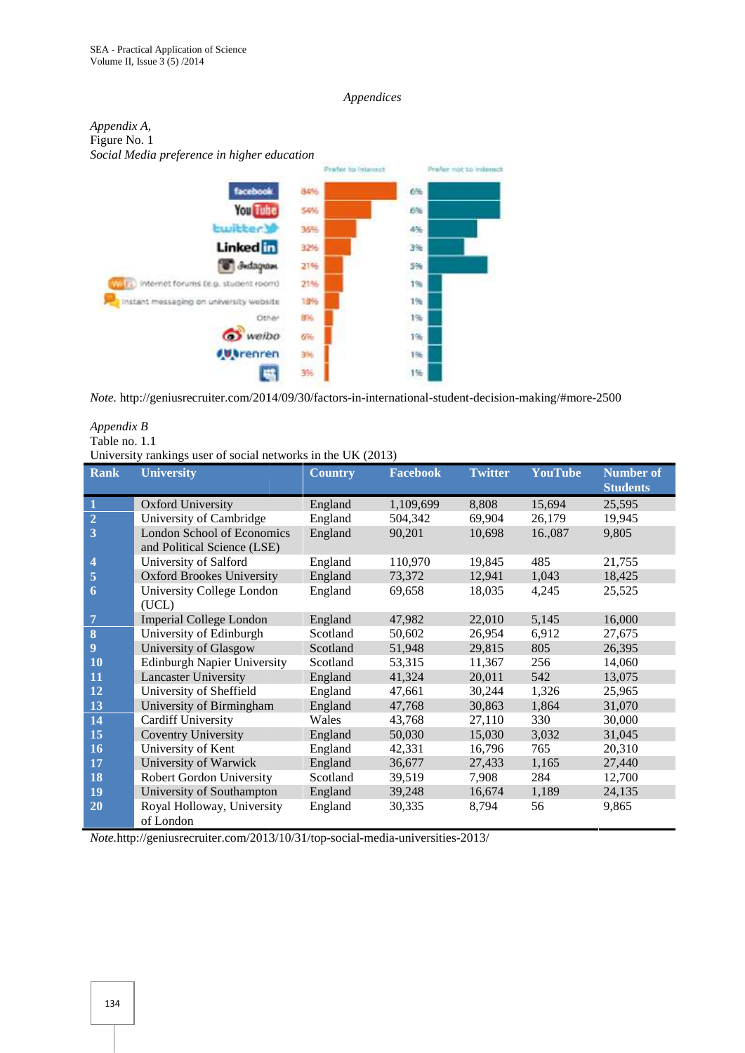*Appendices*

*Appendix A,*
Figure No. 1
*Social Media preference in higher education*

Prefer to Interact

Prefer not to interact

facebook 84% 6%

YouTube 54% 6%

twitter 36% 4%

LinkedIn 32% 3%

Instagram 21% 5%

Internet forums (e.g. student room) 21% 1%

Instant messaging on university website 18% 1%

Other 8% 1%

weibo 6% 1%

renren 3% 1%

3% 1%

*Note.* http://geniusrecruiter.com/2014/09/30/factors-in-international-student-decision-making/#more-2500

*Appendix B*
Table no. 1.1
University rankings user of social networks in the UK (2013)

| Rank | University | Country | Facebook | Twitter | YouTube | Number of Students |
|---|---|---|---|---|---|---|
| 1 | Oxford University | England | 1,109,699 | 8,808 | 15,694 | 25,595 |
| 2 | University of Cambridge | England | 504,342 | 69,904 | 26,179 | 19,945 |
| 3 | London School of Economics and Political Science (LSE) | England | 90,201 | 10,698 | 16.,087 | 9,805 |
| 4 | University of Salford | England | 110,970 | 19,845 | 485 | 21,755 |
| 5 | Oxford Brookes University | England | 73,372 | 12,941 | 1,043 | 18,425 |
| 6 | University College London (UCL) | England | 69,658 | 18,035 | 4,245 | 25,525 |
| 7 | Imperial College London | England | 47,982 | 22,010 | 5,145 | 16,000 |
| 8 | University of Edinburgh | Scotland | 50,602 | 26,954 | 6,912 | 27,675 |
| 9 | University of Glasgow | Scotland | 51,948 | 29,815 | 805 | 26,395 |
| 10 | Edinburgh Napier University | Scotland | 53,315 | 11,367 | 256 | 14,060 |
| 11 | Lancaster University | England | 41,324 | 20,011 | 542 | 13,075 |
| 12 | University of Sheffield | England | 47,661 | 30,244 | 1,326 | 25,965 |
| 13 | University of Birmingham | England | 47,768 | 30,863 | 1,864 | 31,070 |
| 14 | Cardiff University | Wales | 43,768 | 27,110 | 330 | 30,000 |
| 15 | Coventry University | England | 50,030 | 15,030 | 3,032 | 31,045 |
| 16 | University of Kent | England | 42,331 | 16,796 | 765 | 20,310 |
| 17 | University of Warwick | England | 36,677 | 27,433 | 1,165 | 27,440 |
| 18 | Robert Gordon University | Scotland | 39,519 | 7,908 | 284 | 12,700 |
| 19 | University of Southampton | England | 39,248 | 16,674 | 1,189 | 24,135 |
| 20 | Royal Holloway, University of London | England | 30,335 | 8,794 | 56 | 9,865 |

*Note.*http://geniusrecruiter.com/2013/10/31/top-social-media-universities-2013/